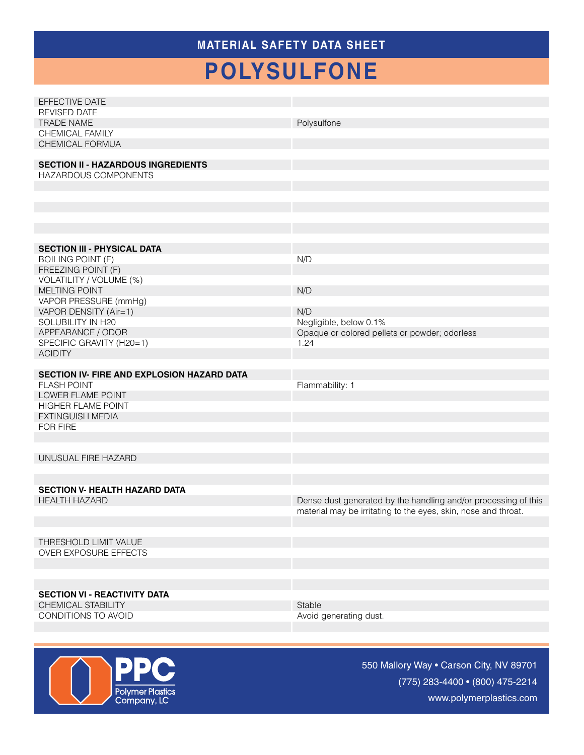# MATERIAL SAFETY DATA SHEET

# POLYSULFONE

| | |
|---|---|
| EFFECTIVE DATE | |
| REVISED DATE | |
| TRADE NAME | Polysulfone |
| CHEMICAL FAMILY | |
| CHEMICAL FORMUA | |

| **SECTION II - HAZARDOUS INGREDIENTS** | |
|---|---|
| HAZARDOUS COMPONENTS | |

| **SECTION III - PHYSICAL DATA** | |
|---|---|
| BOILING POINT (F) | N/D |
| FREEZING POINT (F) | |
| VOLATILITY / VOLUME (%) | |
| MELTING POINT | N/D |
| VAPOR PRESSURE (mmHg) | |
| VAPOR DENSITY (Air=1) | N/D |
| SOLUBILITY IN H20 | Negligible, below 0.1% |
| APPEARANCE / ODOR | Opaque or colored pellets or powder; odorless |
| SPECIFIC GRAVITY (H20=1) | 1.24 |
| ACIDITY | |

| **SECTION IV- FIRE AND EXPLOSION HAZARD DATA** | |
|---|---|
| FLASH POINT | Flammability: 1 |
| LOWER FLAME POINT | |
| HIGHER FLAME POINT | |
| EXTINGUISH MEDIA | |
| FOR FIRE | |
| UNUSUAL FIRE HAZARD | |

| **SECTION V- HEALTH HAZARD DATA** | |
|---|---|
| HEALTH HAZARD | Dense dust generated by the handling and/or processing of this material may be irritating to the eyes, skin, nose and throat. |
| THRESHOLD LIMIT VALUE | |
| OVER EXPOSURE EFFECTS | |

| **SECTION VI - REACTIVITY DATA** | |
|---|---|
| CHEMICAL STABILITY | Stable |
| CONDITIONS TO AVOID | Avoid generating dust. |

PPC Polymer Plastics Company, LC

550 Mallory Way • Carson City, NV 89701
(775) 283-4400 • (800) 475-2214
www.polymerplastics.com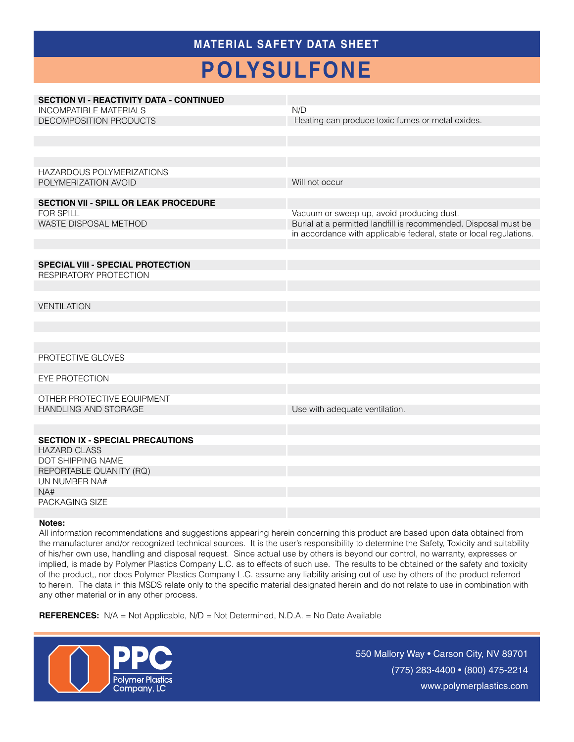# MATERIAL SAFETY DATA SHEET

# POLYSULFONE

| | |
|---|---|
| **SECTION VI - REACTIVITY DATA - CONTINUED** | |
| INCOMPATIBLE MATERIALS | N/D |
| DECOMPOSITION PRODUCTS | Heating can produce toxic fumes or metal oxides. |
| HAZARDOUS POLYMERIZATIONS | |
| POLYMERIZATION AVOID | Will not occur |
| **SECTION VII - SPILL OR LEAK PROCEDURE** | |
| FOR SPILL | Vacuum or sweep up, avoid producing dust. |
| WASTE DISPOSAL METHOD | Burial at a permitted landfill is recommended. Disposal must be in accordance with applicable federal, state or local regulations. |
| **SPECIAL VIII - SPECIAL PROTECTION** | |
| RESPIRATORY PROTECTION | |
| VENTILATION | |
| PROTECTIVE GLOVES | |
| EYE PROTECTION | |
| OTHER PROTECTIVE EQUIPMENT | |
| HANDLING AND STORAGE | Use with adequate ventilation. |
| **SECTION IX - SPECIAL PRECAUTIONS** | |
| HAZARD CLASS | |
| DOT SHIPPING NAME | |
| REPORTABLE QUANITY (RQ) | |
| UN NUMBER NA# | |
| NA# | |
| PACKAGING SIZE | |

**Notes:**

All information recommendations and suggestions appearing herein concerning this product are based upon data obtained from the manufacturer and/or recognized technical sources. It is the user's responsibility to determine the Safety, Toxicity and suitability of his/her own use, handling and disposal request. Since actual use by others is beyond our control, no warranty, expresses or implied, is made by Polymer Plastics Company L.C. as to effects of such use. The results to be obtained or the safety and toxicity of the product,, nor does Polymer Plastics Company L.C. assume any liability arising out of use by others of the product referred to herein. The data in this MSDS relate only to the specific material designated herein and do not relate to use in combination with any other material or in any other process.

**REFERENCES:** N/A = Not Applicable, N/D = Not Determined, N.D.A. = No Date Available

PPC Polymer Plastics Company, LC

550 Mallory Way • Carson City, NV 89701
(775) 283-4400 • (800) 475-2214
www.polymerplastics.com